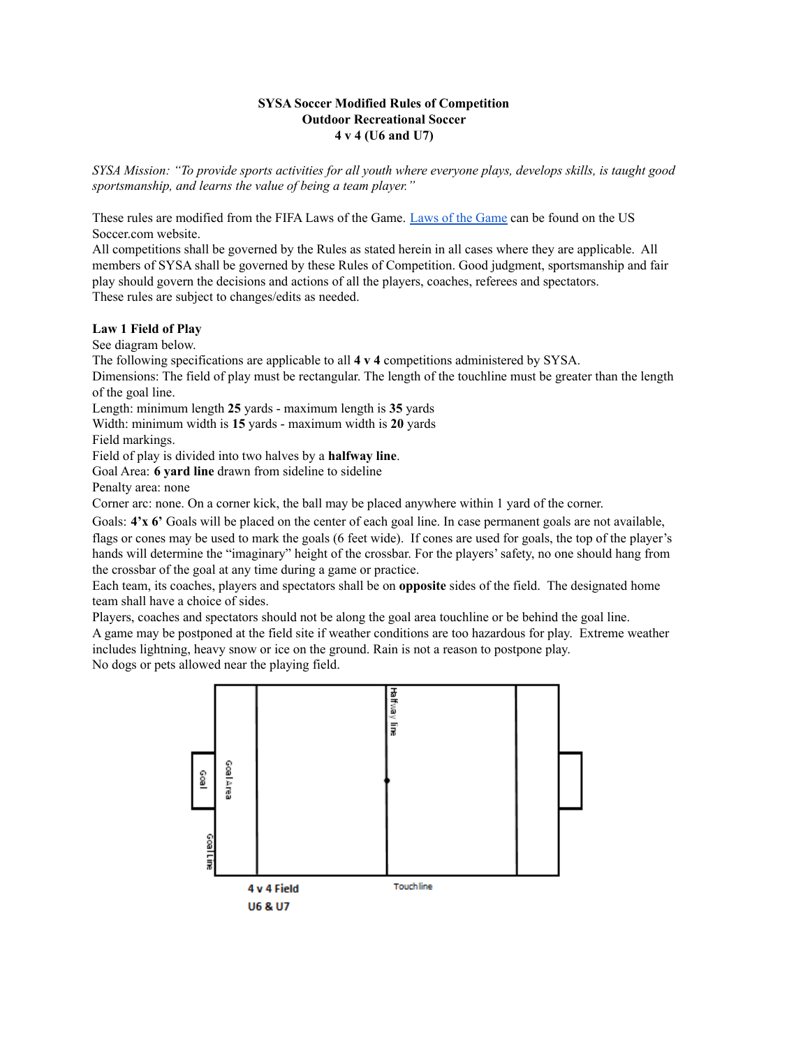**SYSA Soccer Modified Rules of Competition**
**Outdoor Recreational Soccer**
**4 v 4 (U6 and U7)**

*SYSA Mission: "To provide sports activities for all youth where everyone plays, develops skills, is taught good sportsmanship, and learns the value of being a team player."*

These rules are modified from the FIFA Laws of the Game. [Laws of the Game] can be found on the US Soccer.com website.
All competitions shall be governed by the Rules as stated herein in all cases where they are applicable. All members of SYSA shall be governed by these Rules of Competition. Good judgment, sportsmanship and fair play should govern the decisions and actions of all the players, coaches, referees and spectators.
These rules are subject to changes/edits as needed.

**Law 1 Field of Play**
See diagram below.
The following specifications are applicable to all **4 v 4** competitions administered by SYSA.
Dimensions: The field of play must be rectangular. The length of the touchline must be greater than the length of the goal line.
Length: minimum length **25** yards - maximum length is **35** yards
Width: minimum width is **15** yards - maximum width is **20** yards
Field markings.
Field of play is divided into two halves by a **halfway line**.
Goal Area: **6 yard line** drawn from sideline to sideline
Penalty area: none
Corner arc: none. On a corner kick, the ball may be placed anywhere within 1 yard of the corner.
Goals: **4'x 6'** Goals will be placed on the center of each goal line. In case permanent goals are not available, flags or cones may be used to mark the goals (6 feet wide). If cones are used for goals, the top of the player's hands will determine the "imaginary" height of the crossbar. For the players' safety, no one should hang from the crossbar of the goal at any time during a game or practice.
Each team, its coaches, players and spectators shall be on **opposite** sides of the field. The designated home team shall have a choice of sides.
Players, coaches and spectators should not be along the goal area touchline or be behind the goal line.
A game may be postponed at the field site if weather conditions are too hazardous for play. Extreme weather includes lightning, heavy snow or ice on the ground. Rain is not a reason to postpone play.
No dogs or pets allowed near the playing field.

Goal | Goal Area | Goal Line | Halfway line | Touchline

**4 v 4 Field**
**U6 & U7**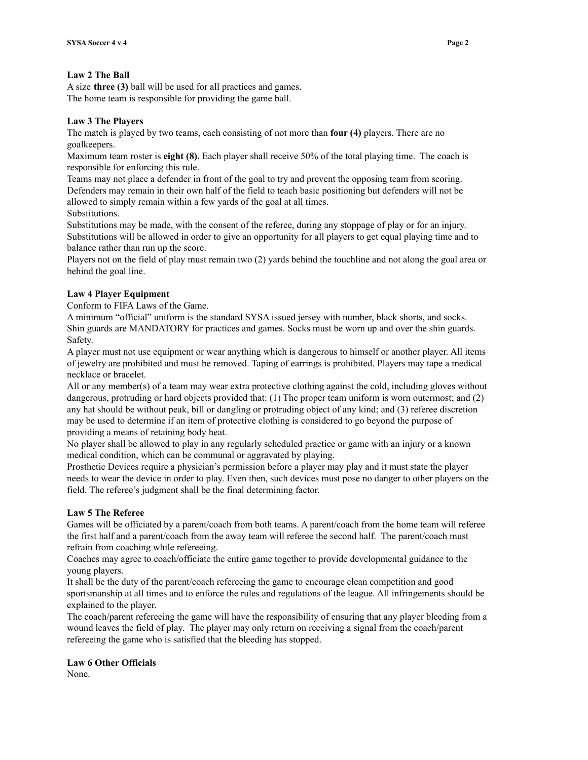**Law 2 The Ball**

A size **three (3)** ball will be used for all practices and games.
The home team is responsible for providing the game ball.

**Law 3 The Players**

The match is played by two teams, each consisting of not more than **four (4)** players. There are no goalkeepers.

Maximum team roster is **eight (8).** Each player shall receive 50% of the total playing time. The coach is responsible for enforcing this rule.

Teams may not place a defender in front of the goal to try and prevent the opposing team from scoring. Defenders may remain in their own half of the field to teach basic positioning but defenders will not be allowed to simply remain within a few yards of the goal at all times.

Substitutions.

Substitutions may be made, with the consent of the referee, during any stoppage of play or for an injury. Substitutions will be allowed in order to give an opportunity for all players to get equal playing time and to balance rather than run up the score.

Players not on the field of play must remain two (2) yards behind the touchline and not along the goal area or behind the goal line.

**Law 4 Player Equipment**

Conform to FIFA Laws of the Game.

A minimum "official" uniform is the standard SYSA issued jersey with number, black shorts, and socks. Shin guards are MANDATORY for practices and games. Socks must be worn up and over the shin guards.

Safety.

A player must not use equipment or wear anything which is dangerous to himself or another player. All items of jewelry are prohibited and must be removed. Taping of earrings is prohibited. Players may tape a medical necklace or bracelet.

All or any member(s) of a team may wear extra protective clothing against the cold, including gloves without dangerous, protruding or hard objects provided that: (1) The proper team uniform is worn outermost; and (2) any hat should be without peak, bill or dangling or protruding object of any kind; and (3) referee discretion may be used to determine if an item of protective clothing is considered to go beyond the purpose of providing a means of retaining body heat.

No player shall be allowed to play in any regularly scheduled practice or game with an injury or a known medical condition, which can be communal or aggravated by playing.

Prosthetic Devices require a physician's permission before a player may play and it must state the player needs to wear the device in order to play. Even then, such devices must pose no danger to other players on the field. The referee's judgment shall be the final determining factor.

**Law 5 The Referee**

Games will be officiated by a parent/coach from both teams. A parent/coach from the home team will referee the first half and a parent/coach from the away team will referee the second half. The parent/coach must refrain from coaching while refereeing.

Coaches may agree to coach/officiate the entire game together to provide developmental guidance to the young players.

It shall be the duty of the parent/coach refereeing the game to encourage clean competition and good sportsmanship at all times and to enforce the rules and regulations of the league. All infringements should be explained to the player.

The coach/parent refereeing the game will have the responsibility of ensuring that any player bleeding from a wound leaves the field of play. The player may only return on receiving a signal from the coach/parent refereeing the game who is satisfied that the bleeding has stopped.

**Law 6 Other Officials**

None.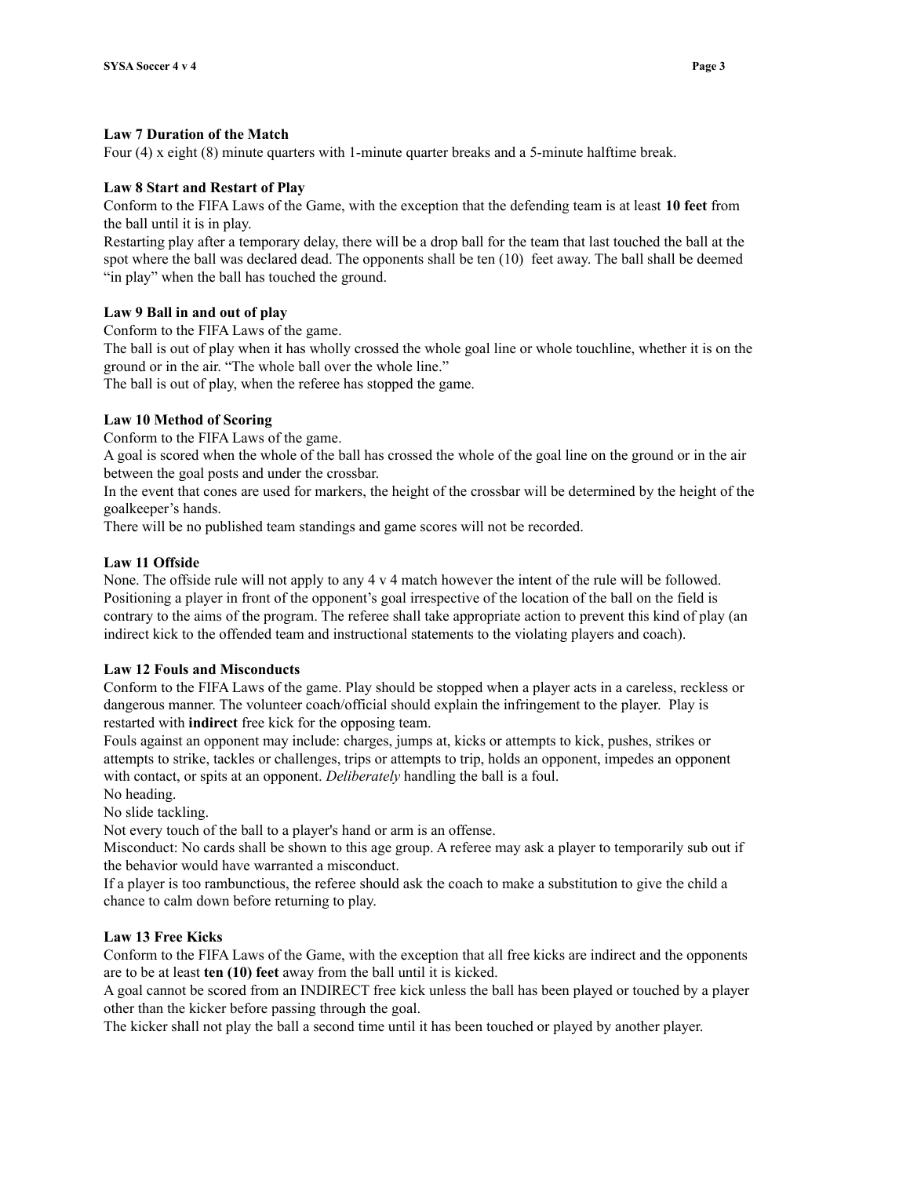**Law 7 Duration of the Match**

Four (4) x eight (8) minute quarters with 1-minute quarter breaks and a 5-minute halftime break.

**Law 8 Start and Restart of Play**

Conform to the FIFA Laws of the Game, with the exception that the defending team is at least **10 feet** from the ball until it is in play.

Restarting play after a temporary delay, there will be a drop ball for the team that last touched the ball at the spot where the ball was declared dead. The opponents shall be ten (10) feet away. The ball shall be deemed "in play" when the ball has touched the ground.

**Law 9 Ball in and out of play**

Conform to the FIFA Laws of the game.

The ball is out of play when it has wholly crossed the whole goal line or whole touchline, whether it is on the ground or in the air. "The whole ball over the whole line."

The ball is out of play, when the referee has stopped the game.

**Law 10 Method of Scoring**

Conform to the FIFA Laws of the game.

A goal is scored when the whole of the ball has crossed the whole of the goal line on the ground or in the air between the goal posts and under the crossbar.

In the event that cones are used for markers, the height of the crossbar will be determined by the height of the goalkeeper's hands.

There will be no published team standings and game scores will not be recorded.

**Law 11 Offside**

None. The offside rule will not apply to any 4 v 4 match however the intent of the rule will be followed. Positioning a player in front of the opponent's goal irrespective of the location of the ball on the field is contrary to the aims of the program. The referee shall take appropriate action to prevent this kind of play (an indirect kick to the offended team and instructional statements to the violating players and coach).

**Law 12 Fouls and Misconducts**

Conform to the FIFA Laws of the game. Play should be stopped when a player acts in a careless, reckless or dangerous manner. The volunteer coach/official should explain the infringement to the player. Play is restarted with **indirect** free kick for the opposing team.

Fouls against an opponent may include: charges, jumps at, kicks or attempts to kick, pushes, strikes or attempts to strike, tackles or challenges, trips or attempts to trip, holds an opponent, impedes an opponent with contact, or spits at an opponent. *Deliberately* handling the ball is a foul.

No heading.

No slide tackling.

Not every touch of the ball to a player's hand or arm is an offense.

Misconduct: No cards shall be shown to this age group. A referee may ask a player to temporarily sub out if the behavior would have warranted a misconduct.

If a player is too rambunctious, the referee should ask the coach to make a substitution to give the child a chance to calm down before returning to play.

**Law 13 Free Kicks**

Conform to the FIFA Laws of the Game, with the exception that all free kicks are indirect and the opponents are to be at least **ten (10) feet** away from the ball until it is kicked.

A goal cannot be scored from an INDIRECT free kick unless the ball has been played or touched by a player other than the kicker before passing through the goal.

The kicker shall not play the ball a second time until it has been touched or played by another player.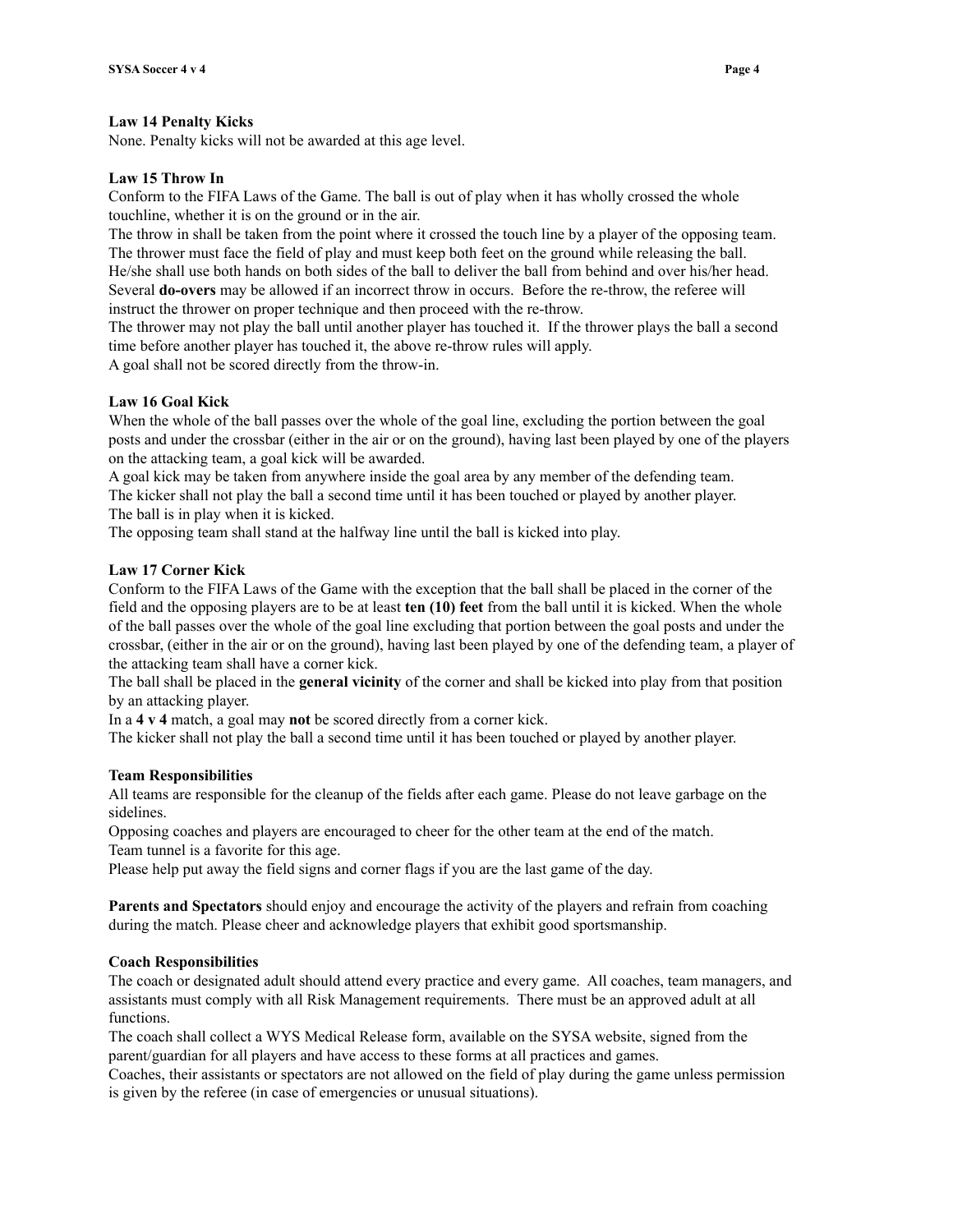**Law 14 Penalty Kicks**

None. Penalty kicks will not be awarded at this age level.

**Law 15 Throw In**

Conform to the FIFA Laws of the Game. The ball is out of play when it has wholly crossed the whole touchline, whether it is on the ground or in the air.

The throw in shall be taken from the point where it crossed the touch line by a player of the opposing team.

The thrower must face the field of play and must keep both feet on the ground while releasing the ball.

He/she shall use both hands on both sides of the ball to deliver the ball from behind and over his/her head.

Several **do-overs** may be allowed if an incorrect throw in occurs. Before the re-throw, the referee will instruct the thrower on proper technique and then proceed with the re-throw.

The thrower may not play the ball until another player has touched it. If the thrower plays the ball a second time before another player has touched it, the above re-throw rules will apply.

A goal shall not be scored directly from the throw-in.

**Law 16 Goal Kick**

When the whole of the ball passes over the whole of the goal line, excluding the portion between the goal posts and under the crossbar (either in the air or on the ground), having last been played by one of the players on the attacking team, a goal kick will be awarded.

A goal kick may be taken from anywhere inside the goal area by any member of the defending team.

The kicker shall not play the ball a second time until it has been touched or played by another player.

The ball is in play when it is kicked.

The opposing team shall stand at the halfway line until the ball is kicked into play.

**Law 17 Corner Kick**

Conform to the FIFA Laws of the Game with the exception that the ball shall be placed in the corner of the field and the opposing players are to be at least **ten (10) feet** from the ball until it is kicked. When the whole of the ball passes over the whole of the goal line excluding that portion between the goal posts and under the crossbar, (either in the air or on the ground), having last been played by one of the defending team, a player of the attacking team shall have a corner kick.

The ball shall be placed in the **general vicinity** of the corner and shall be kicked into play from that position by an attacking player.

In a **4 v 4** match, a goal may **not** be scored directly from a corner kick.

The kicker shall not play the ball a second time until it has been touched or played by another player.

**Team Responsibilities**

All teams are responsible for the cleanup of the fields after each game. Please do not leave garbage on the sidelines.

Opposing coaches and players are encouraged to cheer for the other team at the end of the match.

Team tunnel is a favorite for this age.

Please help put away the field signs and corner flags if you are the last game of the day.

**Parents and Spectators** should enjoy and encourage the activity of the players and refrain from coaching during the match. Please cheer and acknowledge players that exhibit good sportsmanship.

**Coach Responsibilities**

The coach or designated adult should attend every practice and every game. All coaches, team managers, and assistants must comply with all Risk Management requirements. There must be an approved adult at all functions.

The coach shall collect a WYS Medical Release form, available on the SYSA website, signed from the parent/guardian for all players and have access to these forms at all practices and games.

Coaches, their assistants or spectators are not allowed on the field of play during the game unless permission is given by the referee (in case of emergencies or unusual situations).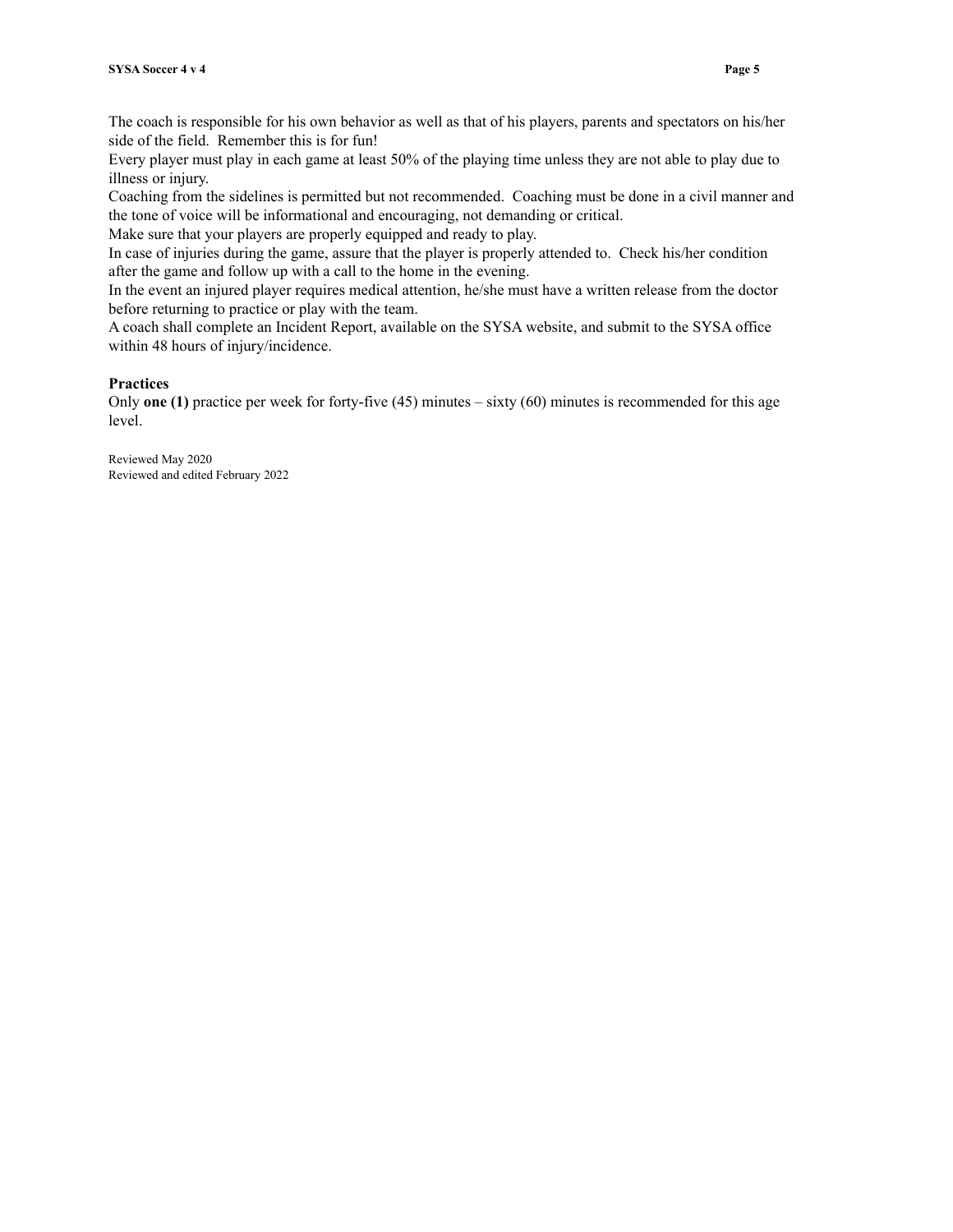The coach is responsible for his own behavior as well as that of his players, parents and spectators on his/her side of the field. Remember this is for fun!

Every player must play in each game at least 50% of the playing time unless they are not able to play due to illness or injury.

Coaching from the sidelines is permitted but not recommended. Coaching must be done in a civil manner and the tone of voice will be informational and encouraging, not demanding or critical.

Make sure that your players are properly equipped and ready to play.

In case of injuries during the game, assure that the player is properly attended to. Check his/her condition after the game and follow up with a call to the home in the evening.

In the event an injured player requires medical attention, he/she must have a written release from the doctor before returning to practice or play with the team.

A coach shall complete an Incident Report, available on the SYSA website, and submit to the SYSA office within 48 hours of injury/incidence.

**Practices**

Only **one (1)** practice per week for forty-five (45) minutes – sixty (60) minutes is recommended for this age level.

Reviewed May 2020

Reviewed and edited February 2022